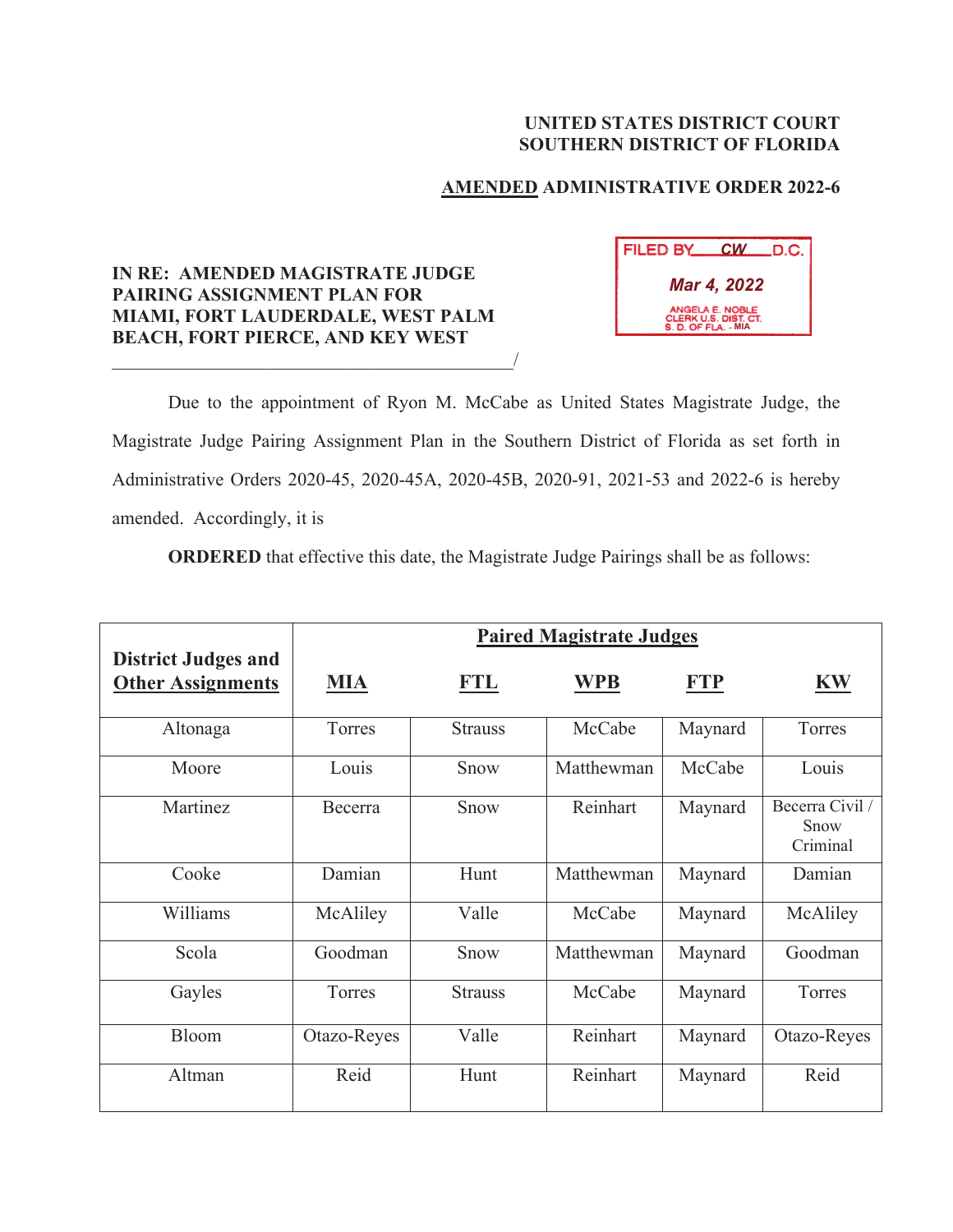**UNITED STATES DISTRICT COURT**
**SOUTHERN DISTRICT OF FLORIDA**

**AMENDED ADMINISTRATIVE ORDER 2022-6**

FILED BY CW D.C.
Mar 4, 2022
ANGELA E. NOBLE
CLERK U.S. DIST. CT.
S. D. OF FLA. - MIA

**IN RE: AMENDED MAGISTRATE JUDGE PAIRING ASSIGNMENT PLAN FOR MIAMI, FORT LAUDERDALE, WEST PALM BEACH, FORT PIERCE, AND KEY WEST**
_____________________________________________/

Due to the appointment of Ryon M. McCabe as United States Magistrate Judge, the Magistrate Judge Pairing Assignment Plan in the Southern District of Florida as set forth in Administrative Orders 2020-45, 2020-45A, 2020-45B, 2020-91, 2021-53 and 2022-6 is hereby amended. Accordingly, it is

**ORDERED** that effective this date, the Magistrate Judge Pairings shall be as follows:

| District Judges and Other Assignments | Paired Magistrate Judges | | | | |
|---|---|---|---|---|---|
| | **MIA** | **FTL** | **WPB** | **FTP** | **KW** |
| Altonaga | Torres | Strauss | McCabe | Maynard | Torres |
| Moore | Louis | Snow | Matthewman | McCabe | Louis |
| Martinez | Becerra | Snow | Reinhart | Maynard | Becerra Civil / Snow Criminal |
| Cooke | Damian | Hunt | Matthewman | Maynard | Damian |
| Williams | McAliley | Valle | McCabe | Maynard | McAliley |
| Scola | Goodman | Snow | Matthewman | Maynard | Goodman |
| Gayles | Torres | Strauss | McCabe | Maynard | Torres |
| Bloom | Otazo-Reyes | Valle | Reinhart | Maynard | Otazo-Reyes |
| Altman | Reid | Hunt | Reinhart | Maynard | Reid |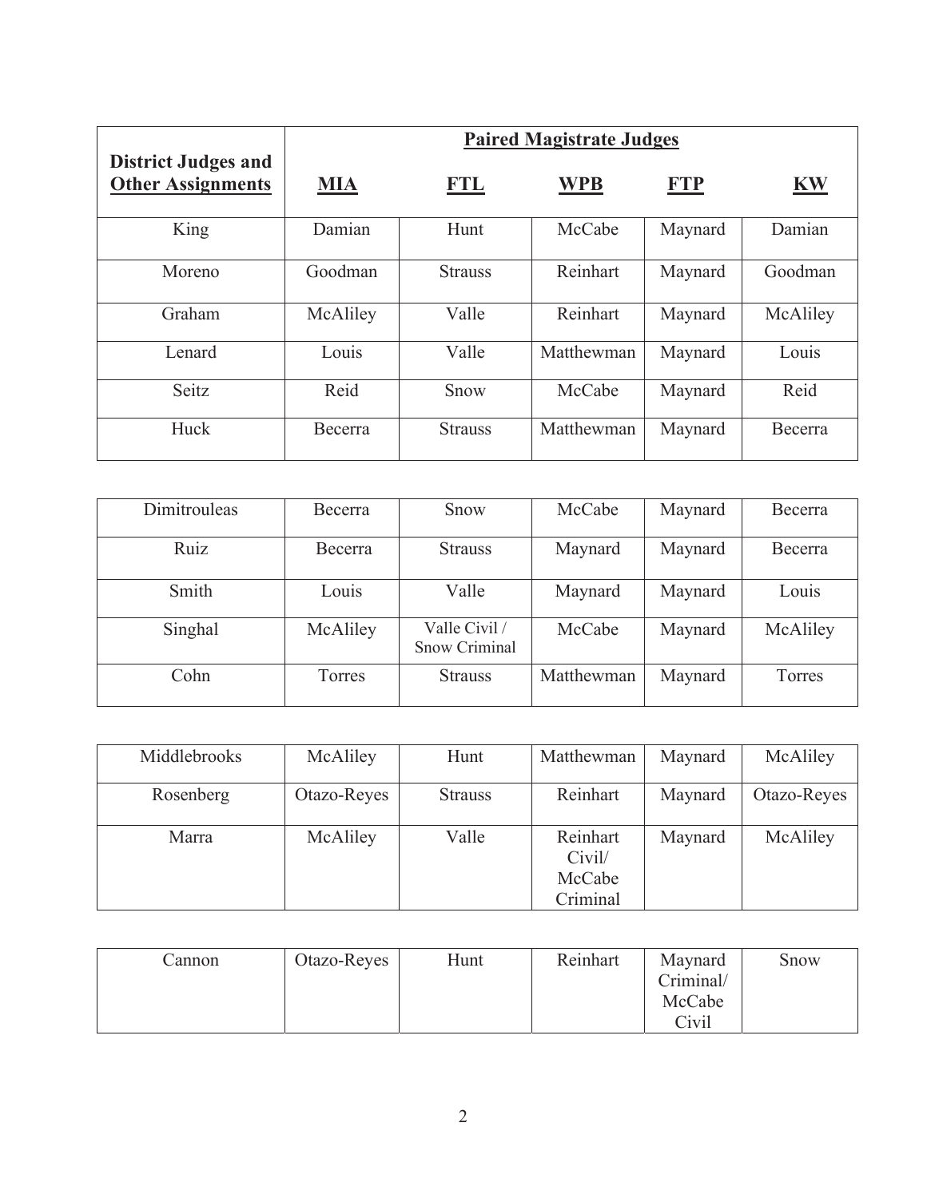| District Judges and Other Assignments | Paired Magistrate Judges | | | | |
|---|---|---|---|---|---|
| | **MIA** | **FTL** | **WPB** | **FTP** | **KW** |
| King | Damian | Hunt | McCabe | Maynard | Damian |
| Moreno | Goodman | Strauss | Reinhart | Maynard | Goodman |
| Graham | McAliley | Valle | Reinhart | Maynard | McAliley |
| Lenard | Louis | Valle | Matthewman | Maynard | Louis |
| Seitz | Reid | Snow | McCabe | Maynard | Reid |
| Huck | Becerra | Strauss | Matthewman | Maynard | Becerra |
| Dimitrouleas | Becerra | Snow | McCabe | Maynard | Becerra |
| Ruiz | Becerra | Strauss | Maynard | Maynard | Becerra |
| Smith | Louis | Valle | Maynard | Maynard | Louis |
| Singhal | McAliley | Valle Civil / Snow Criminal | McCabe | Maynard | McAliley |
| Cohn | Torres | Strauss | Matthewman | Maynard | Torres |
| Middlebrooks | McAliley | Hunt | Matthewman | Maynard | McAliley |
| Rosenberg | Otazo-Reyes | Strauss | Reinhart | Maynard | Otazo-Reyes |
| Marra | McAliley | Valle | Reinhart Civil/ McCabe Criminal | Maynard | McAliley |
| Cannon | Otazo-Reyes | Hunt | Reinhart | Maynard Criminal/ McCabe Civil | Snow |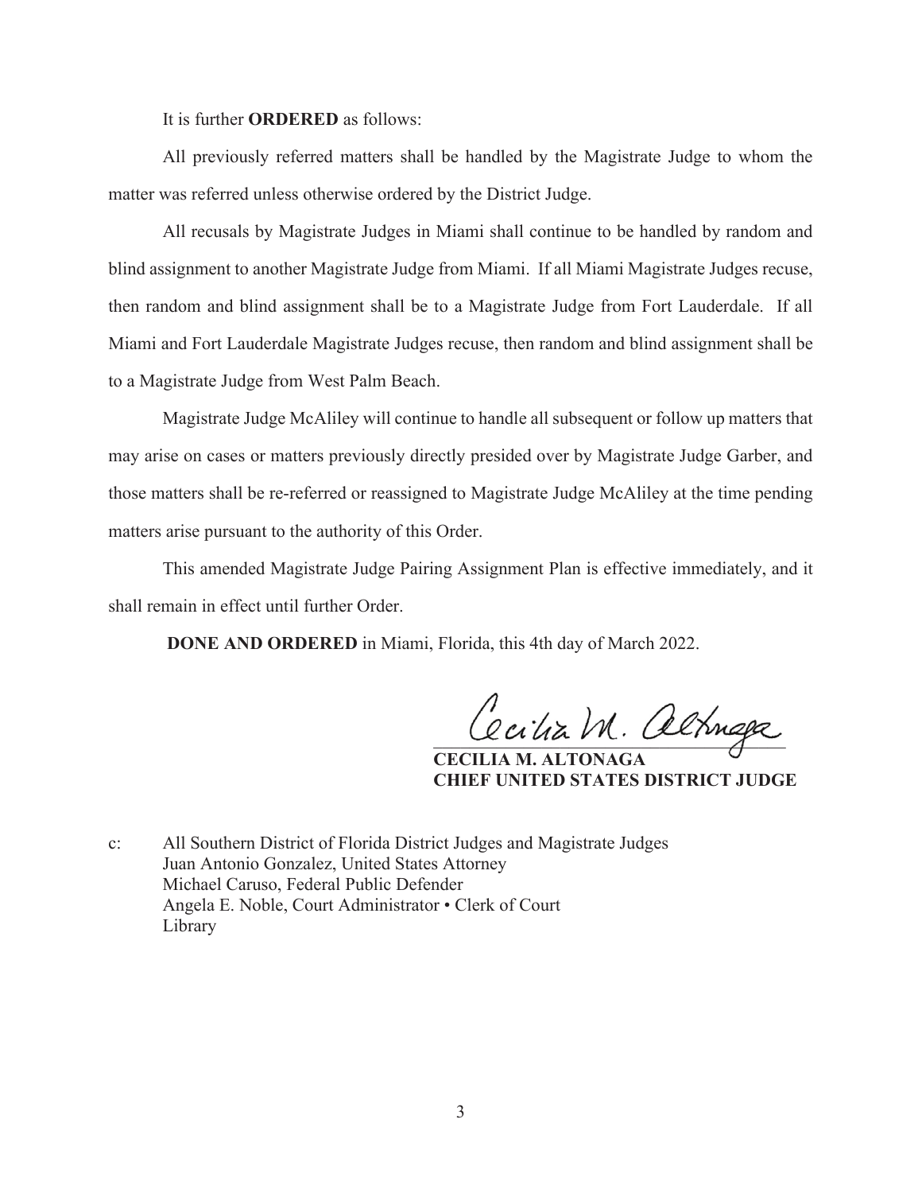It is further **ORDERED** as follows:

All previously referred matters shall be handled by the Magistrate Judge to whom the matter was referred unless otherwise ordered by the District Judge.

All recusals by Magistrate Judges in Miami shall continue to be handled by random and blind assignment to another Magistrate Judge from Miami. If all Miami Magistrate Judges recuse, then random and blind assignment shall be to a Magistrate Judge from Fort Lauderdale. If all Miami and Fort Lauderdale Magistrate Judges recuse, then random and blind assignment shall be to a Magistrate Judge from West Palm Beach.

Magistrate Judge McAliley will continue to handle all subsequent or follow up matters that may arise on cases or matters previously directly presided over by Magistrate Judge Garber, and those matters shall be re-referred or reassigned to Magistrate Judge McAliley at the time pending matters arise pursuant to the authority of this Order.

This amended Magistrate Judge Pairing Assignment Plan is effective immediately, and it shall remain in effect until further Order.

**DONE AND ORDERED** in Miami, Florida, this 4th day of March 2022.

**CECILIA M. ALTONAGA**
**CHIEF UNITED STATES DISTRICT JUDGE**

c: All Southern District of Florida District Judges and Magistrate Judges
Juan Antonio Gonzalez, United States Attorney
Michael Caruso, Federal Public Defender
Angela E. Noble, Court Administrator • Clerk of Court
Library